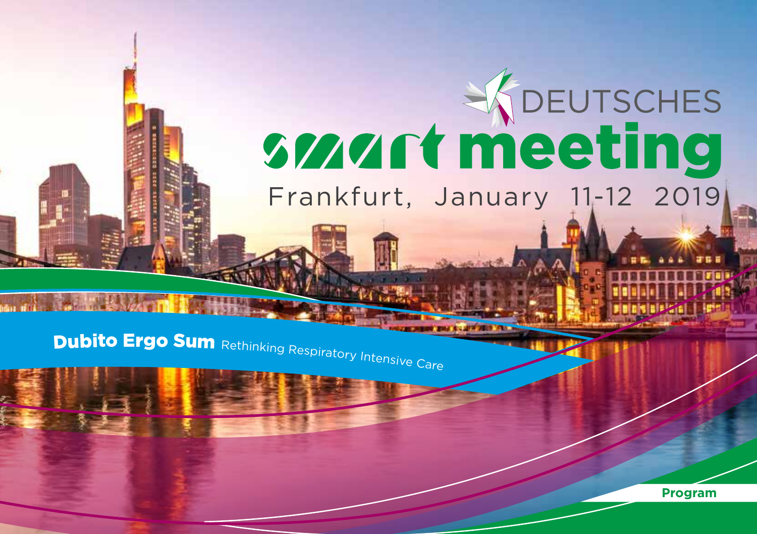# DEUTSCHES smart meeting

Frankfurt, January 11-12 2019

**Dubito Ergo Sum** Rethinking Respiratory Intensive Care

**Program**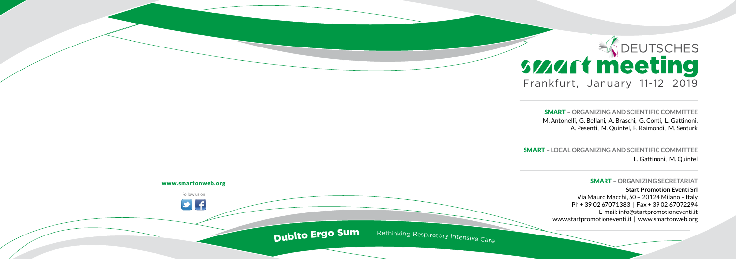# DEUTSCHES smart meeting

Frankfurt, January 11-12 2019

**SMART – ORGANIZING AND SCIENTIFIC COMMITTEE**

M. Antonelli, G. Bellani, A. Braschi, G. Conti, L. Gattinoni, A. Pesenti, M. Quintel, F. Raimondi, M. Senturk

**SMART – LOCAL ORGANIZING AND SCIENTIFIC COMMITTEE**

L. Gattinoni, M. Quintel

**SMART – ORGANIZING SECRETARIAT**

**Start Promotion Eventi Srl**
Via Mauro Macchi, 50 – 20124 Milano – Italy
Ph + 39 02 67071383 | Fax + 39 02 67072294
E-mail: info@startpromotioneventi.it
www.startpromotioneventi.it | www.smartonweb.org

**www.smartonweb.org**

Follow us on

**Dubito Ergo Sum** Rethinking Respiratory Intensive Care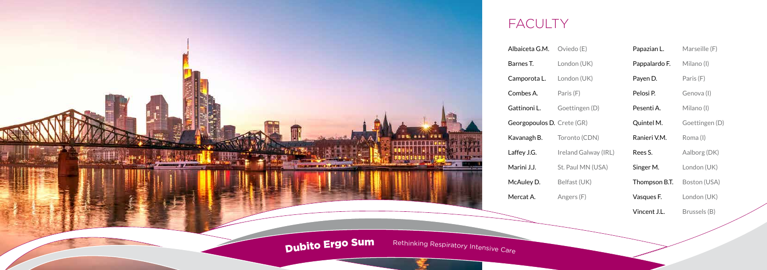# FACULTY

| | |
|---|---|
| Albaiceta G.M. | Oviedo (E) |
| Barnes T. | London (UK) |
| Camporota L. | London (UK) |
| Combes A. | Paris (F) |
| Gattinoni L. | Goettingen (D) |
| Georgopoulos D. | Crete (GR) |
| Kavanagh B. | Toronto (CDN) |
| Laffey J.G. | Ireland Galway (IRL) |
| Marini J.J. | St. Paul MN (USA) |
| McAuley D. | Belfast (UK) |
| Mercat A. | Angers (F) |
| Papazian L. | Marseille (F) |
| Pappalardo F. | Milano (I) |
| Payen D. | Paris (F) |
| Pelosi P. | Genova (I) |
| Pesenti A. | Milano (I) |
| Quintel M. | Goettingen (D) |
| Ranieri V.M. | Roma (I) |
| Rees S. | Aalborg (DK) |
| Singer M. | London (UK) |
| Thompson B.T. | Boston (USA) |
| Vasques F. | London (UK) |
| Vincent J.L. | Brussels (B) |

**Dubito Ergo Sum** Rethinking Respiratory Intensive Care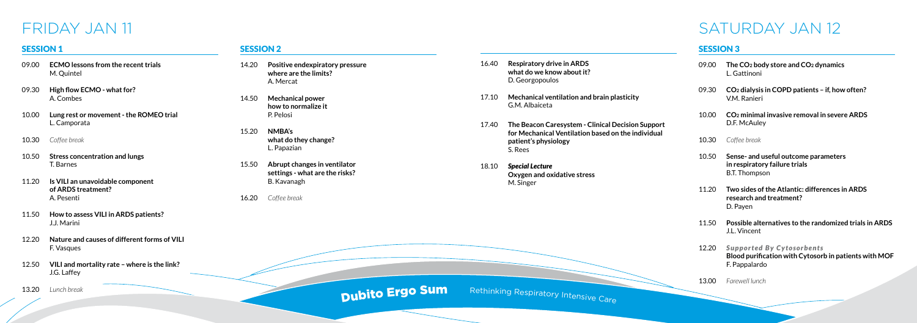# FRIDAY JAN 11

## SESSION 1

09.00 **ECMO lessons from the recent trials**
M. Quintel

09.30 **High flow ECMO - what for?**
A. Combes

10.00 **Lung rest or movement - the ROMEO trial**
L. Camporata

10.30 *Coffee break*

10.50 **Stress concentration and lungs**
T. Barnes

11.20 **Is VILI an unavoidable component of ARDS treatment?**
A. Pesenti

11.50 **How to assess VILI in ARDS patients?**
J.J. Marini

12.20 **Nature and causes of different forms of VILI**
F. Vasques

12.50 **VILI and mortality rate – where is the link?**
J.G. Laffey

13.20 *Lunch break*

## SESSION 2

14.20 **Positive endexpiratory pressure where are the limits?**
A. Mercat

14.50 **Mechanical power how to normalize it**
P. Pelosi

15.20 **NMBA's what do they change?**
L. Papazian

15.50 **Abrupt changes in ventilator settings - what are the risks?**
B. Kavanagh

16.20 *Coffee break*

16.40 **Respiratory drive in ARDS what do we know about it?**
D. Georgopoulos

17.10 **Mechanical ventilation and brain plasticity**
G.M. Albaiceta

17.40 **The Beacon Caresystem - Clinical Decision Support for Mechanical Ventilation based on the individual patient's physiology**
S. Rees

18.10 ***Special Lecture***
**Oxygen and oxidative stress**
M. Singer

# SATURDAY JAN 12

## SESSION 3

09.00 **The $CO_2$ body store and $CO_2$ dynamics**
L. Gattinoni

09.30 **$CO_2$ dialysis in COPD patients – if, how often?**
V.M. Ranieri

10.00 **$CO_2$ minimal invasive removal in severe ARDS**
D.F. McAuley

10.30 *Coffee break*

10.50 **Sense- and useful outcome parameters in respiratory failure trials**
B.T. Thompson

11.20 **Two sides of the Atlantic: differences in ARDS research and treatment?**
D. Payen

11.50 **Possible alternatives to the randomized trials in ARDS**
J.L. Vincent

12.20 ***Supported By Cytosorbents***
**Blood purification with Cytosorb in patients with MOF**
F. Pappalardo

13.00 *Farewell lunch*

**Dubito Ergo Sum** Rethinking Respiratory Intensive Care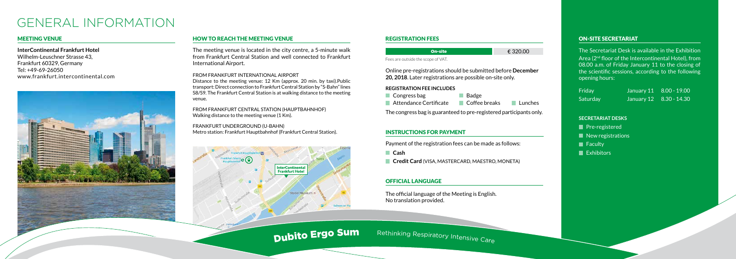# GENERAL INFORMATION

## MEETING VENUE

**InterContinental Frankfurt Hotel**
Wilhelm-Leuschner Strasse 43,
Frankfurt 60329, Germany
Tel: +49-69-26050
www.frankfurt.intercontinental.com

## HOW TO REACH THE MEETING VENUE

The meeting venue is located in the city centre, a 5-minute walk from Frankfurt Central Station and well connected to Frankfurt International Airport.

FROM FRANKFURT INTERNATIONAL AIRPORT
Distance to the meeting venue: 12 Km (approx. 20 min. by taxi).Public transport: Direct connection to Frankfurt Central Station by "S-Bahn" lines S8/S9. The Frankfurt Central Station is at walking distance to the meeting venue.

FROM FRANKFURT CENTRAL STATION (HAUPTBAHNHOF)
Walking distance to the meeting venue (1 Km).

FRANKFURT UNDERGROUND (U-BAHN)
Metro station: Frankfurt Hauptbahnhof (Frankfurt Central Station).

## REGISTRATION FEES

| On-site | € 320.00 |
| --- | --- |

Fees are outside the scope of VAT.

Online pre-registrations should be submitted before **December 20, 2018**. Later registrations are possible on-site only.

### REGISTRATION FEE INCLUDES

- Congress bag
- Badge
- Attendance Certificate
- Coffee breaks
- Lunches

The congress bag is guaranteed to pre-registered participants only.

## INSTRUCTIONS FOR PAYMENT

Payment of the registration fees can be made as follows:

- **Cash**
- **Credit Card** (VISA, MASTERCARD, MAESTRO, MONETA)

## OFFICIAL LANGUAGE

The official language of the Meeting is English.
No translation provided.

## ON-SITE SECRETARIAT

The Secretariat Desk is available in the Exhibition Area (2nd floor of the Intercontinental Hotel), from 08.00 a.m. of Friday January 11 to the closing of the scientific sessions, according to the following opening hours:

| Friday | January 11 | 8.00 - 19.00 |
| --- | --- | --- |
| Saturday | January 12 | 8.30 - 14.30 |

### SECRETARIAT DESKS

- Pre-registered
- New registrations
- Faculty
- Exhibitors

**Dubito Ergo Sum** Rethinking Respiratory Intensive Care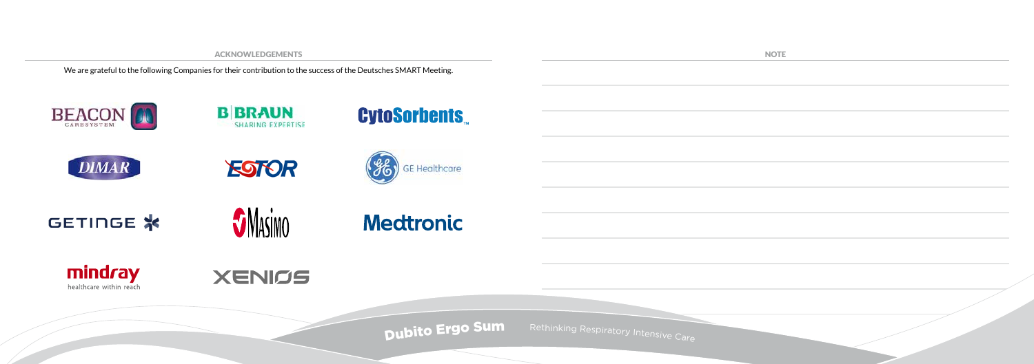## ACKNOWLEDGEMENTS

We are grateful to the following Companies for their contribution to the success of the Deutsches SMART Meeting.

BEACON CARESYSTEM

B|BRAUN SHARING EXPERTISE

CytoSorbents

DIMAR

ESTOR

GE Healthcare

GETINGE

Masimo

Medtronic

mindray healthcare within reach

XENIOS

## NOTE

Dubito Ergo Sum Rethinking Respiratory Intensive Care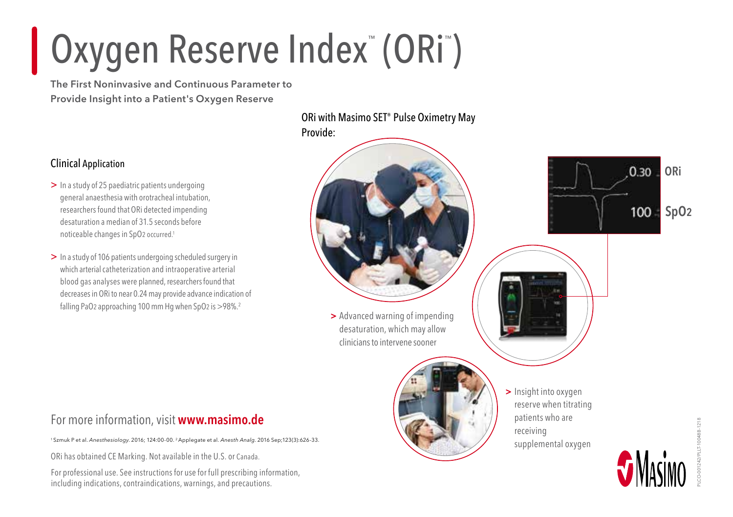# Oxygen Reserve Index™ (ORi™)

**The First Noninvasive and Continuous Parameter to Provide Insight into a Patient's Oxygen Reserve**

## Clinical Application

- In a study of 25 paediatric patients undergoing general anaesthesia with orotracheal intubation, researchers found that ORi detected impending desaturation a median of 31.5 seconds before noticeable changes in $SpO_2$ occurred.[1]
- In a study of 106 patients undergoing scheduled surgery in which arterial catheterization and intraoperative arterial blood gas analyses were planned, researchers found that decreases in ORi to near 0.24 may provide advance indication of falling $PaO_2$ approaching 100 mm Hg when $SpO_2$ is >98%.[2]

## ORi with Masimo SET® Pulse Oximetry May Provide:

0.30 ORi

100 $SpO_2$

- Advanced warning of impending desaturation, which may allow clinicians to intervene sooner
- Insight into oxygen reserve when titrating patients who are receiving supplemental oxygen

For more information, visit **www.masimo.de**

[1] Szmuk P et al. *Anesthesiology*. 2016; 124:00-00. [2] Applegate et al. *Anesth Analg*. 2016 Sep;123(3):626-33.

ORi has obtained CE Marking. Not available in the U.S. or Canada.

For professional use. See instructions for use for full prescribing information, including indications, contraindications, warnings, and precautions.

Masimo

PLCO-001242/PLLT-10048B-1218